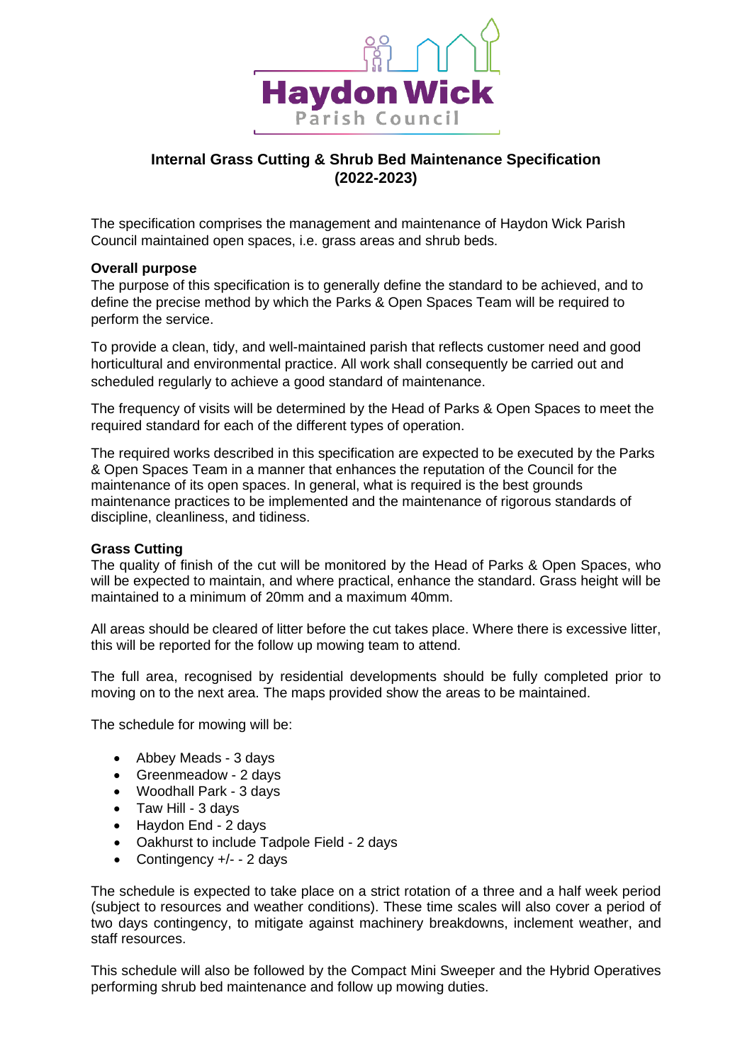Haydon Wick
Parish Council

# Internal Grass Cutting & Shrub Bed Maintenance Specification (2022-2023)

The specification comprises the management and maintenance of Haydon Wick Parish Council maintained open spaces, i.e. grass areas and shrub beds.

**Overall purpose**

The purpose of this specification is to generally define the standard to be achieved, and to define the precise method by which the Parks & Open Spaces Team will be required to perform the service.

To provide a clean, tidy, and well-maintained parish that reflects customer need and good horticultural and environmental practice. All work shall consequently be carried out and scheduled regularly to achieve a good standard of maintenance.

The frequency of visits will be determined by the Head of Parks & Open Spaces to meet the required standard for each of the different types of operation.

The required works described in this specification are expected to be executed by the Parks & Open Spaces Team in a manner that enhances the reputation of the Council for the maintenance of its open spaces. In general, what is required is the best grounds maintenance practices to be implemented and the maintenance of rigorous standards of discipline, cleanliness, and tidiness.

**Grass Cutting**

The quality of finish of the cut will be monitored by the Head of Parks & Open Spaces, who will be expected to maintain, and where practical, enhance the standard. Grass height will be maintained to a minimum of 20mm and a maximum 40mm.

All areas should be cleared of litter before the cut takes place. Where there is excessive litter, this will be reported for the follow up mowing team to attend.

The full area, recognised by residential developments should be fully completed prior to moving on to the next area. The maps provided show the areas to be maintained.

The schedule for mowing will be:

- Abbey Meads - 3 days
- Greenmeadow - 2 days
- Woodhall Park - 3 days
- Taw Hill - 3 days
- Haydon End - 2 days
- Oakhurst to include Tadpole Field - 2 days
- Contingency +/- - 2 days

The schedule is expected to take place on a strict rotation of a three and a half week period (subject to resources and weather conditions). These time scales will also cover a period of two days contingency, to mitigate against machinery breakdowns, inclement weather, and staff resources.

This schedule will also be followed by the Compact Mini Sweeper and the Hybrid Operatives performing shrub bed maintenance and follow up mowing duties.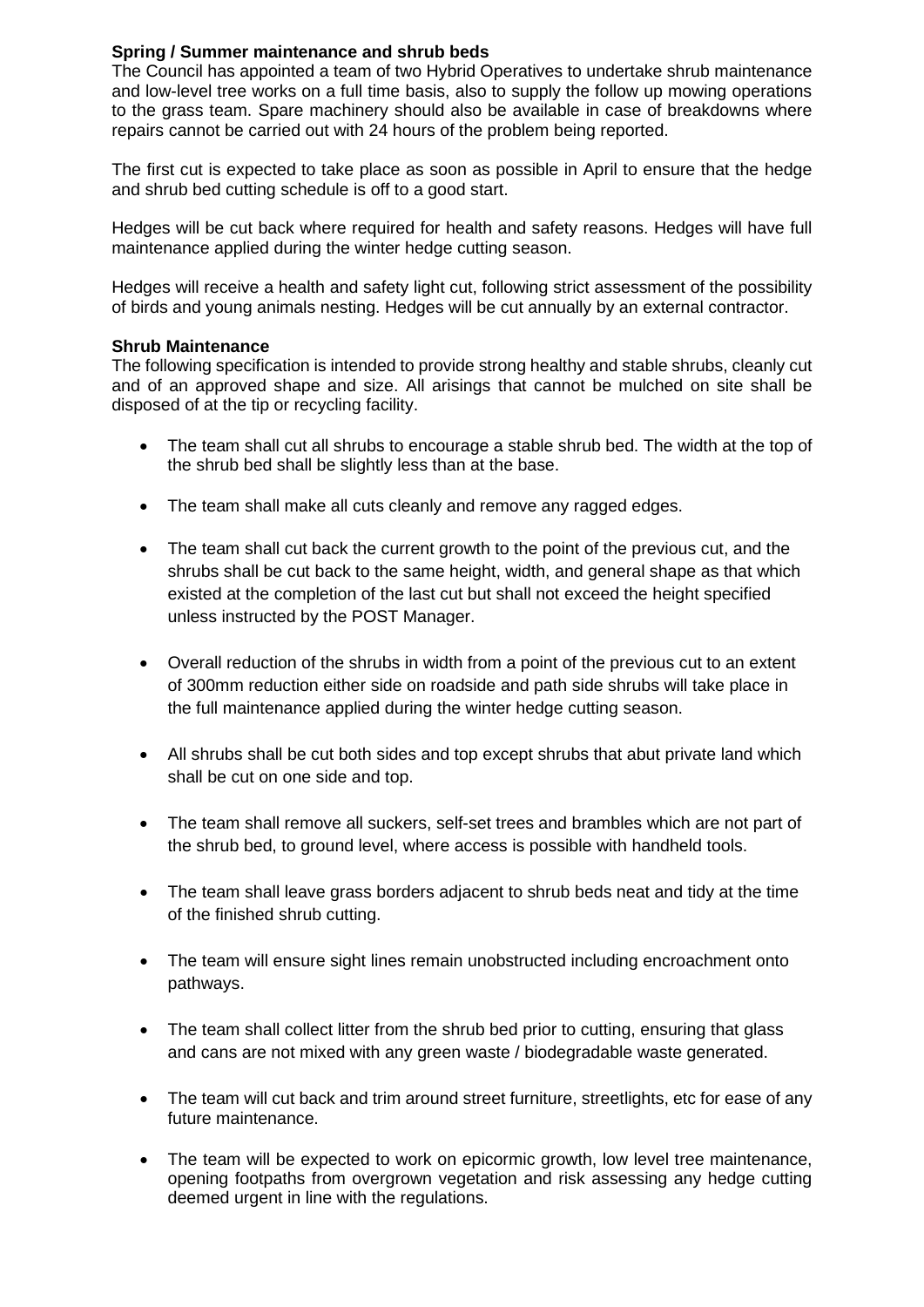**Spring / Summer maintenance and shrub beds**

The Council has appointed a team of two Hybrid Operatives to undertake shrub maintenance and low-level tree works on a full time basis, also to supply the follow up mowing operations to the grass team. Spare machinery should also be available in case of breakdowns where repairs cannot be carried out with 24 hours of the problem being reported.

The first cut is expected to take place as soon as possible in April to ensure that the hedge and shrub bed cutting schedule is off to a good start.

Hedges will be cut back where required for health and safety reasons. Hedges will have full maintenance applied during the winter hedge cutting season.

Hedges will receive a health and safety light cut, following strict assessment of the possibility of birds and young animals nesting. Hedges will be cut annually by an external contractor.

**Shrub Maintenance**

The following specification is intended to provide strong healthy and stable shrubs, cleanly cut and of an approved shape and size. All arisings that cannot be mulched on site shall be disposed of at the tip or recycling facility.

- The team shall cut all shrubs to encourage a stable shrub bed. The width at the top of the shrub bed shall be slightly less than at the base.
- The team shall make all cuts cleanly and remove any ragged edges.
- The team shall cut back the current growth to the point of the previous cut, and the shrubs shall be cut back to the same height, width, and general shape as that which existed at the completion of the last cut but shall not exceed the height specified unless instructed by the POST Manager.
- Overall reduction of the shrubs in width from a point of the previous cut to an extent of 300mm reduction either side on roadside and path side shrubs will take place in the full maintenance applied during the winter hedge cutting season.
- All shrubs shall be cut both sides and top except shrubs that abut private land which shall be cut on one side and top.
- The team shall remove all suckers, self-set trees and brambles which are not part of the shrub bed, to ground level, where access is possible with handheld tools.
- The team shall leave grass borders adjacent to shrub beds neat and tidy at the time of the finished shrub cutting.
- The team will ensure sight lines remain unobstructed including encroachment onto pathways.
- The team shall collect litter from the shrub bed prior to cutting, ensuring that glass and cans are not mixed with any green waste / biodegradable waste generated.
- The team will cut back and trim around street furniture, streetlights, etc for ease of any future maintenance.
- The team will be expected to work on epicormic growth, low level tree maintenance, opening footpaths from overgrown vegetation and risk assessing any hedge cutting deemed urgent in line with the regulations.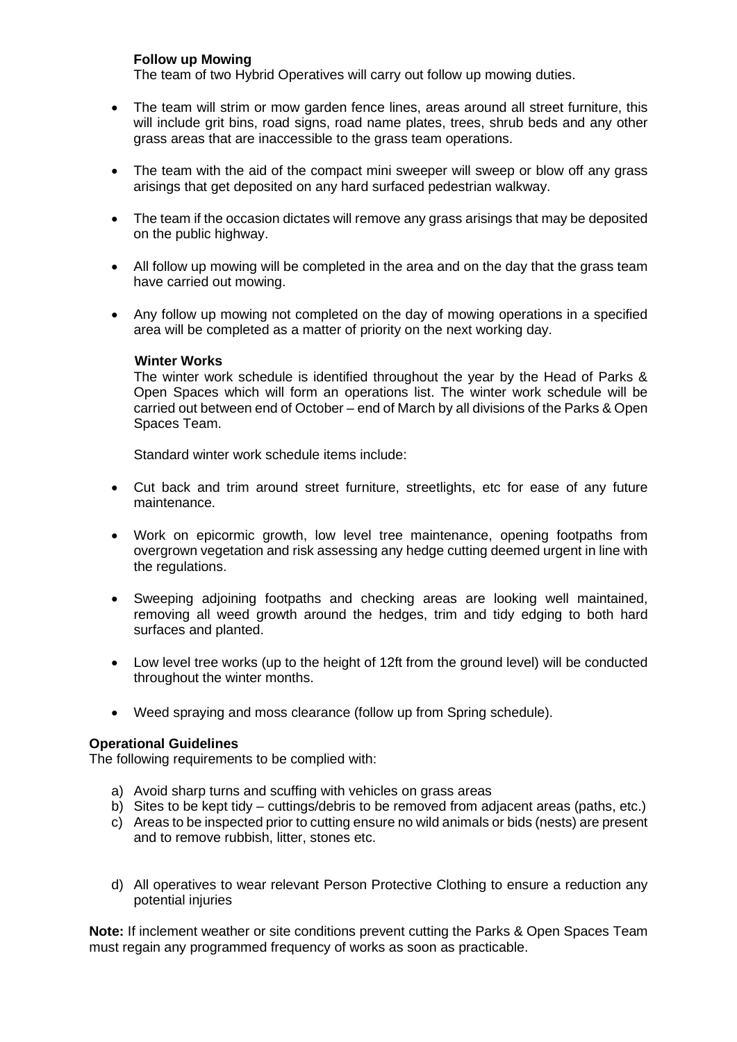**Follow up Mowing**

The team of two Hybrid Operatives will carry out follow up mowing duties.

- The team will strim or mow garden fence lines, areas around all street furniture, this will include grit bins, road signs, road name plates, trees, shrub beds and any other grass areas that are inaccessible to the grass team operations.
- The team with the aid of the compact mini sweeper will sweep or blow off any grass arisings that get deposited on any hard surfaced pedestrian walkway.
- The team if the occasion dictates will remove any grass arisings that may be deposited on the public highway.
- All follow up mowing will be completed in the area and on the day that the grass team have carried out mowing.
- Any follow up mowing not completed on the day of mowing operations in a specified area will be completed as a matter of priority on the next working day.

**Winter Works**

The winter work schedule is identified throughout the year by the Head of Parks & Open Spaces which will form an operations list. The winter work schedule will be carried out between end of October – end of March by all divisions of the Parks & Open Spaces Team.

Standard winter work schedule items include:

- Cut back and trim around street furniture, streetlights, etc for ease of any future maintenance.
- Work on epicormic growth, low level tree maintenance, opening footpaths from overgrown vegetation and risk assessing any hedge cutting deemed urgent in line with the regulations.
- Sweeping adjoining footpaths and checking areas are looking well maintained, removing all weed growth around the hedges, trim and tidy edging to both hard surfaces and planted.
- Low level tree works (up to the height of 12ft from the ground level) will be conducted throughout the winter months.
- Weed spraying and moss clearance (follow up from Spring schedule).

**Operational Guidelines**

The following requirements to be complied with:

a) Avoid sharp turns and scuffing with vehicles on grass areas
b) Sites to be kept tidy – cuttings/debris to be removed from adjacent areas (paths, etc.)
c) Areas to be inspected prior to cutting ensure no wild animals or bids (nests) are present and to remove rubbish, litter, stones etc.

d) All operatives to wear relevant Person Protective Clothing to ensure a reduction any potential injuries

**Note:** If inclement weather or site conditions prevent cutting the Parks & Open Spaces Team must regain any programmed frequency of works as soon as practicable.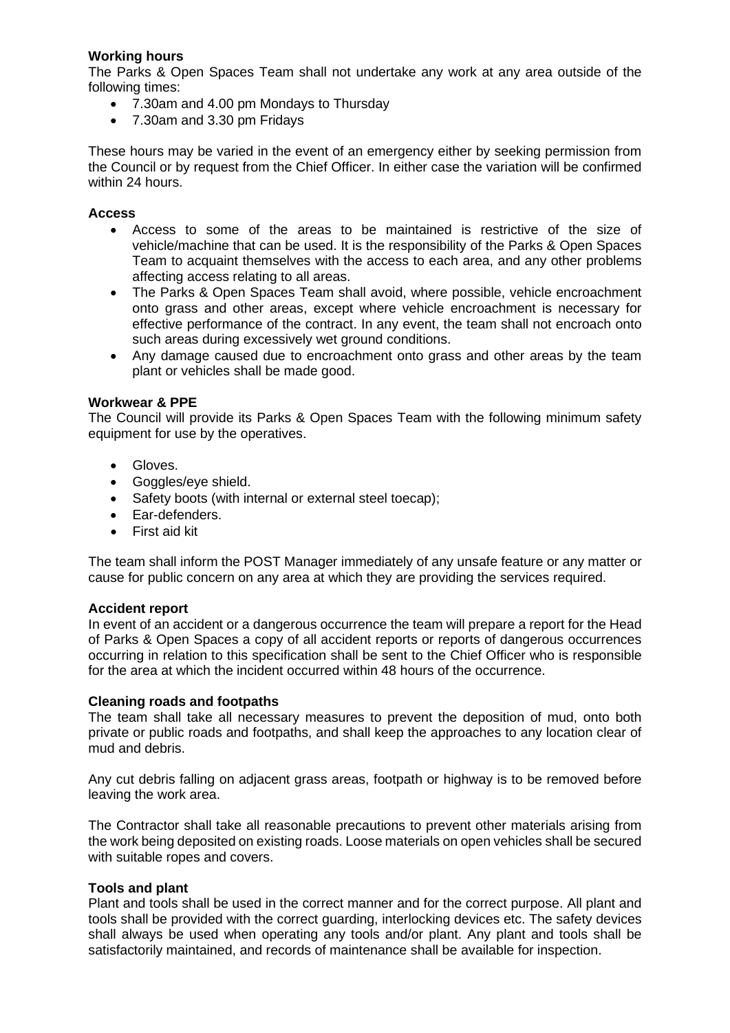**Working hours**

The Parks & Open Spaces Team shall not undertake any work at any area outside of the following times:

- 7.30am and 4.00 pm Mondays to Thursday
- 7.30am and 3.30 pm Fridays

These hours may be varied in the event of an emergency either by seeking permission from the Council or by request from the Chief Officer. In either case the variation will be confirmed within 24 hours.

**Access**

- Access to some of the areas to be maintained is restrictive of the size of vehicle/machine that can be used. It is the responsibility of the Parks & Open Spaces Team to acquaint themselves with the access to each area, and any other problems affecting access relating to all areas.
- The Parks & Open Spaces Team shall avoid, where possible, vehicle encroachment onto grass and other areas, except where vehicle encroachment is necessary for effective performance of the contract. In any event, the team shall not encroach onto such areas during excessively wet ground conditions.
- Any damage caused due to encroachment onto grass and other areas by the team plant or vehicles shall be made good.

**Workwear & PPE**

The Council will provide its Parks & Open Spaces Team with the following minimum safety equipment for use by the operatives.

- Gloves.
- Goggles/eye shield.
- Safety boots (with internal or external steel toecap);
- Ear-defenders.
- First aid kit

The team shall inform the POST Manager immediately of any unsafe feature or any matter or cause for public concern on any area at which they are providing the services required.

**Accident report**

In event of an accident or a dangerous occurrence the team will prepare a report for the Head of Parks & Open Spaces a copy of all accident reports or reports of dangerous occurrences occurring in relation to this specification shall be sent to the Chief Officer who is responsible for the area at which the incident occurred within 48 hours of the occurrence.

**Cleaning roads and footpaths**

The team shall take all necessary measures to prevent the deposition of mud, onto both private or public roads and footpaths, and shall keep the approaches to any location clear of mud and debris.

Any cut debris falling on adjacent grass areas, footpath or highway is to be removed before leaving the work area.

The Contractor shall take all reasonable precautions to prevent other materials arising from the work being deposited on existing roads. Loose materials on open vehicles shall be secured with suitable ropes and covers.

**Tools and plant**

Plant and tools shall be used in the correct manner and for the correct purpose. All plant and tools shall be provided with the correct guarding, interlocking devices etc. The safety devices shall always be used when operating any tools and/or plant. Any plant and tools shall be satisfactorily maintained, and records of maintenance shall be available for inspection.